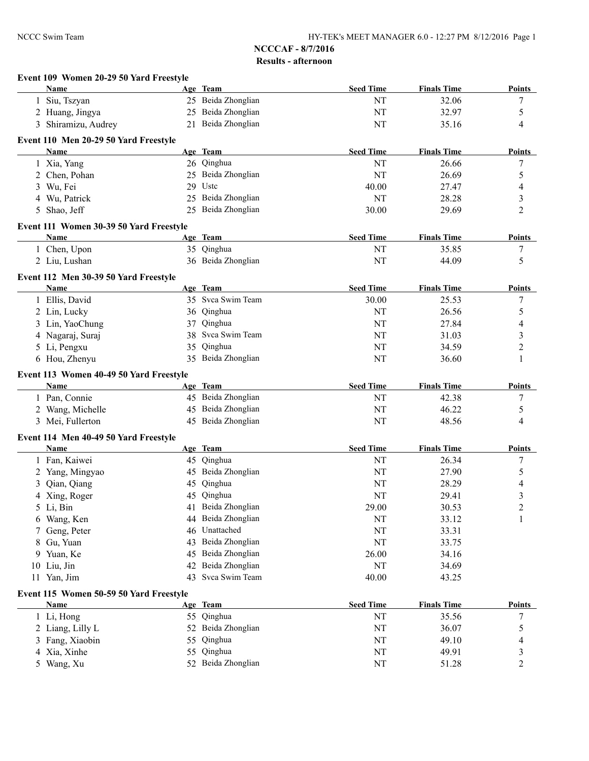# NCCCAF - 8/7/2016

## Results - afternoon

### Event 109 Women 20-29 50 Yard Freestyle

| | Name | Age | Team | Seed Time | Finals Time | Points |
|---|---|---|---|---|---|---|
| 1 | Siu, Tszyan | 25 | Beida Zhonglian | NT | 32.06 | 7 |
| 2 | Huang, Jingya | 25 | Beida Zhonglian | NT | 32.97 | 5 |
| 3 | Shiramizu, Audrey | 21 | Beida Zhonglian | NT | 35.16 | 4 |

### Event 110 Men 20-29 50 Yard Freestyle

| | Name | Age | Team | Seed Time | Finals Time | Points |
|---|---|---|---|---|---|---|
| 1 | Xia, Yang | 26 | Qinghua | NT | 26.66 | 7 |
| 2 | Chen, Pohan | 25 | Beida Zhonglian | NT | 26.69 | 5 |
| 3 | Wu, Fei | 29 | Ustc | 40.00 | 27.47 | 4 |
| 4 | Wu, Patrick | 25 | Beida Zhonglian | NT | 28.28 | 3 |
| 5 | Shao, Jeff | 25 | Beida Zhonglian | 30.00 | 29.69 | 2 |

### Event 111 Women 30-39 50 Yard Freestyle

| | Name | Age | Team | Seed Time | Finals Time | Points |
|---|---|---|---|---|---|---|
| 1 | Chen, Upon | 35 | Qinghua | NT | 35.85 | 7 |
| 2 | Liu, Lushan | 36 | Beida Zhonglian | NT | 44.09 | 5 |

### Event 112 Men 30-39 50 Yard Freestyle

| | Name | Age | Team | Seed Time | Finals Time | Points |
|---|---|---|---|---|---|---|
| 1 | Ellis, David | 35 | Svca Swim Team | 30.00 | 25.53 | 7 |
| 2 | Lin, Lucky | 36 | Qinghua | NT | 26.56 | 5 |
| 3 | Lin, YaoChung | 37 | Qinghua | NT | 27.84 | 4 |
| 4 | Nagaraj, Suraj | 38 | Svca Swim Team | NT | 31.03 | 3 |
| 5 | Li, Pengxu | 35 | Qinghua | NT | 34.59 | 2 |
| 6 | Hou, Zhenyu | 35 | Beida Zhonglian | NT | 36.60 | 1 |

### Event 113 Women 40-49 50 Yard Freestyle

| | Name | Age | Team | Seed Time | Finals Time | Points |
|---|---|---|---|---|---|---|
| 1 | Pan, Connie | 45 | Beida Zhonglian | NT | 42.38 | 7 |
| 2 | Wang, Michelle | 45 | Beida Zhonglian | NT | 46.22 | 5 |
| 3 | Mei, Fullerton | 45 | Beida Zhonglian | NT | 48.56 | 4 |

### Event 114 Men 40-49 50 Yard Freestyle

| | Name | Age | Team | Seed Time | Finals Time | Points |
|---|---|---|---|---|---|---|
| 1 | Fan, Kaiwei | 45 | Qinghua | NT | 26.34 | 7 |
| 2 | Yang, Mingyao | 45 | Beida Zhonglian | NT | 27.90 | 5 |
| 3 | Qian, Qiang | 45 | Qinghua | NT | 28.29 | 4 |
| 4 | Xing, Roger | 45 | Qinghua | NT | 29.41 | 3 |
| 5 | Li, Bin | 41 | Beida Zhonglian | 29.00 | 30.53 | 2 |
| 6 | Wang, Ken | 44 | Beida Zhonglian | NT | 33.12 | 1 |
| 7 | Geng, Peter | 46 | Unattached | NT | 33.31 | |
| 8 | Gu, Yuan | 43 | Beida Zhonglian | NT | 33.75 | |
| 9 | Yuan, Ke | 45 | Beida Zhonglian | 26.00 | 34.16 | |
| 10 | Liu, Jin | 42 | Beida Zhonglian | NT | 34.69 | |
| 11 | Yan, Jim | 43 | Svca Swim Team | 40.00 | 43.25 | |

### Event 115 Women 50-59 50 Yard Freestyle

| | Name | Age | Team | Seed Time | Finals Time | Points |
|---|---|---|---|---|---|---|
| 1 | Li, Hong | 55 | Qinghua | NT | 35.56 | 7 |
| 2 | Liang, Lilly L | 52 | Beida Zhonglian | NT | 36.07 | 5 |
| 3 | Fang, Xiaobin | 55 | Qinghua | NT | 49.10 | 4 |
| 4 | Xia, Xinhe | 55 | Qinghua | NT | 49.91 | 3 |
| 5 | Wang, Xu | 52 | Beida Zhonglian | NT | 51.28 | 2 |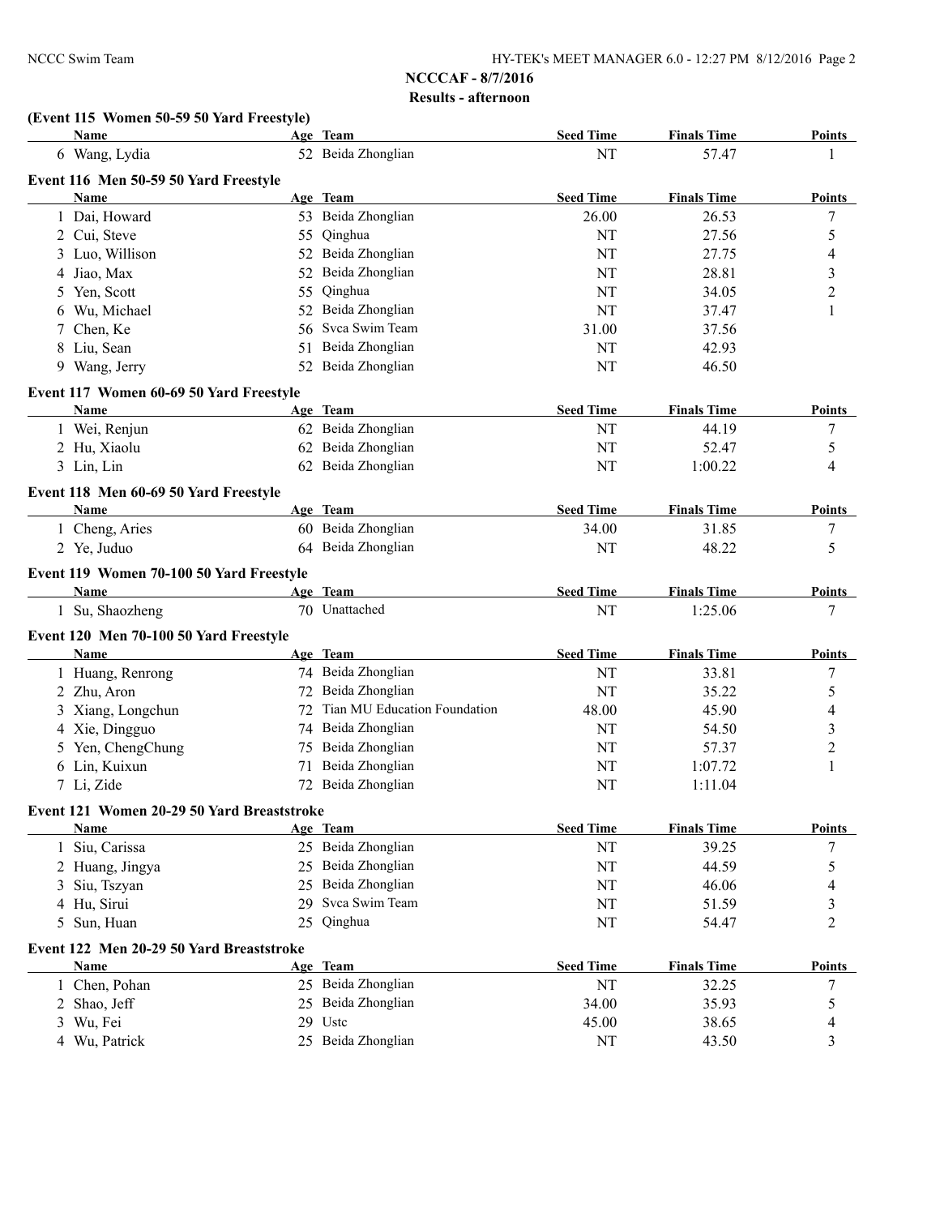## NCCCAF - 8/7/2016

### Results - afternoon

**(Event 115 Women 50-59 50 Yard Freestyle)**

| | Name | Age | Team | Seed Time | Finals Time | Points |
|---|---|---|---|---|---|---|
| 6 | Wang, Lydia | 52 | Beida Zhonglian | NT | 57.47 | 1 |

**Event 116 Men 50-59 50 Yard Freestyle**

| | Name | Age | Team | Seed Time | Finals Time | Points |
|---|---|---|---|---|---|---|
| 1 | Dai, Howard | 53 | Beida Zhonglian | 26.00 | 26.53 | 7 |
| 2 | Cui, Steve | 55 | Qinghua | NT | 27.56 | 5 |
| 3 | Luo, Willison | 52 | Beida Zhonglian | NT | 27.75 | 4 |
| 4 | Jiao, Max | 52 | Beida Zhonglian | NT | 28.81 | 3 |
| 5 | Yen, Scott | 55 | Qinghua | NT | 34.05 | 2 |
| 6 | Wu, Michael | 52 | Beida Zhonglian | NT | 37.47 | 1 |
| 7 | Chen, Ke | 56 | Svca Swim Team | 31.00 | 37.56 | |
| 8 | Liu, Sean | 51 | Beida Zhonglian | NT | 42.93 | |
| 9 | Wang, Jerry | 52 | Beida Zhonglian | NT | 46.50 | |

**Event 117 Women 60-69 50 Yard Freestyle**

| | Name | Age | Team | Seed Time | Finals Time | Points |
|---|---|---|---|---|---|---|
| 1 | Wei, Renjun | 62 | Beida Zhonglian | NT | 44.19 | 7 |
| 2 | Hu, Xiaolu | 62 | Beida Zhonglian | NT | 52.47 | 5 |
| 3 | Lin, Lin | 62 | Beida Zhonglian | NT | 1:00.22 | 4 |

**Event 118 Men 60-69 50 Yard Freestyle**

| | Name | Age | Team | Seed Time | Finals Time | Points |
|---|---|---|---|---|---|---|
| 1 | Cheng, Aries | 60 | Beida Zhonglian | 34.00 | 31.85 | 7 |
| 2 | Ye, Juduo | 64 | Beida Zhonglian | NT | 48.22 | 5 |

**Event 119 Women 70-100 50 Yard Freestyle**

| | Name | Age | Team | Seed Time | Finals Time | Points |
|---|---|---|---|---|---|---|
| 1 | Su, Shaozheng | 70 | Unattached | NT | 1:25.06 | 7 |

**Event 120 Men 70-100 50 Yard Freestyle**

| | Name | Age | Team | Seed Time | Finals Time | Points |
|---|---|---|---|---|---|---|
| 1 | Huang, Renrong | 74 | Beida Zhonglian | NT | 33.81 | 7 |
| 2 | Zhu, Aron | 72 | Beida Zhonglian | NT | 35.22 | 5 |
| 3 | Xiang, Longchun | 72 | Tian MU Education Foundation | 48.00 | 45.90 | 4 |
| 4 | Xie, Dingguo | 74 | Beida Zhonglian | NT | 54.50 | 3 |
| 5 | Yen, ChengChung | 75 | Beida Zhonglian | NT | 57.37 | 2 |
| 6 | Lin, Kuixun | 71 | Beida Zhonglian | NT | 1:07.72 | 1 |
| 7 | Li, Zide | 72 | Beida Zhonglian | NT | 1:11.04 | |

**Event 121 Women 20-29 50 Yard Breaststroke**

| | Name | Age | Team | Seed Time | Finals Time | Points |
|---|---|---|---|---|---|---|
| 1 | Siu, Carissa | 25 | Beida Zhonglian | NT | 39.25 | 7 |
| 2 | Huang, Jingya | 25 | Beida Zhonglian | NT | 44.59 | 5 |
| 3 | Siu, Tszyan | 25 | Beida Zhonglian | NT | 46.06 | 4 |
| 4 | Hu, Sirui | 29 | Svca Swim Team | NT | 51.59 | 3 |
| 5 | Sun, Huan | 25 | Qinghua | NT | 54.47 | 2 |

**Event 122 Men 20-29 50 Yard Breaststroke**

| | Name | Age | Team | Seed Time | Finals Time | Points |
|---|---|---|---|---|---|---|
| 1 | Chen, Pohan | 25 | Beida Zhonglian | NT | 32.25 | 7 |
| 2 | Shao, Jeff | 25 | Beida Zhonglian | 34.00 | 35.93 | 5 |
| 3 | Wu, Fei | 29 | Ustc | 45.00 | 38.65 | 4 |
| 4 | Wu, Patrick | 25 | Beida Zhonglian | NT | 43.50 | 3 |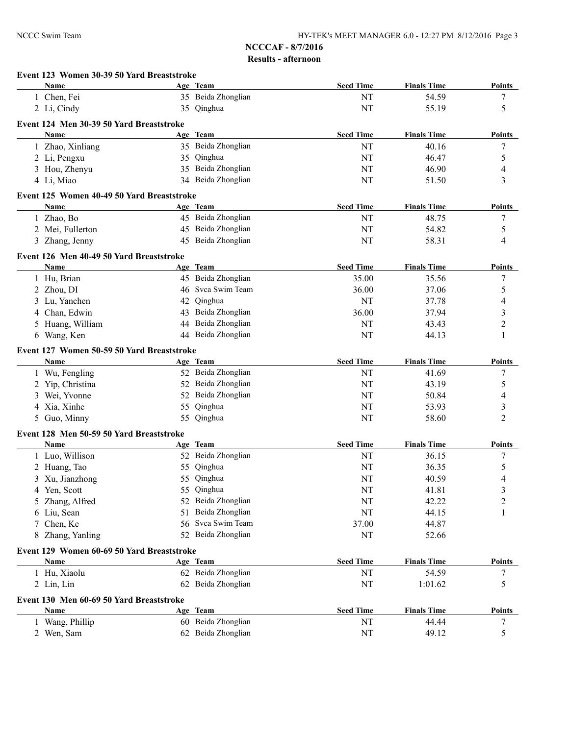# NCCCAF - 8/7/2016

## Results - afternoon

### Event 123 Women 30-39 50 Yard Breaststroke

| | Name | Age | Team | Seed Time | Finals Time | Points |
|---|---|---|---|---|---|---|
| 1 | Chen, Fei | 35 | Beida Zhonglian | NT | 54.59 | 7 |
| 2 | Li, Cindy | 35 | Qinghua | NT | 55.19 | 5 |

### Event 124 Men 30-39 50 Yard Breaststroke

| | Name | Age | Team | Seed Time | Finals Time | Points |
|---|---|---|---|---|---|---|
| 1 | Zhao, Xinliang | 35 | Beida Zhonglian | NT | 40.16 | 7 |
| 2 | Li, Pengxu | 35 | Qinghua | NT | 46.47 | 5 |
| 3 | Hou, Zhenyu | 35 | Beida Zhonglian | NT | 46.90 | 4 |
| 4 | Li, Miao | 34 | Beida Zhonglian | NT | 51.50 | 3 |

### Event 125 Women 40-49 50 Yard Breaststroke

| | Name | Age | Team | Seed Time | Finals Time | Points |
|---|---|---|---|---|---|---|
| 1 | Zhao, Bo | 45 | Beida Zhonglian | NT | 48.75 | 7 |
| 2 | Mei, Fullerton | 45 | Beida Zhonglian | NT | 54.82 | 5 |
| 3 | Zhang, Jenny | 45 | Beida Zhonglian | NT | 58.31 | 4 |

### Event 126 Men 40-49 50 Yard Breaststroke

| | Name | Age | Team | Seed Time | Finals Time | Points |
|---|---|---|---|---|---|---|
| 1 | Hu, Brian | 45 | Beida Zhonglian | 35.00 | 35.56 | 7 |
| 2 | Zhou, DI | 46 | Svca Swim Team | 36.00 | 37.06 | 5 |
| 3 | Lu, Yanchen | 42 | Qinghua | NT | 37.78 | 4 |
| 4 | Chan, Edwin | 43 | Beida Zhonglian | 36.00 | 37.94 | 3 |
| 5 | Huang, William | 44 | Beida Zhonglian | NT | 43.43 | 2 |
| 6 | Wang, Ken | 44 | Beida Zhonglian | NT | 44.13 | 1 |

### Event 127 Women 50-59 50 Yard Breaststroke

| | Name | Age | Team | Seed Time | Finals Time | Points |
|---|---|---|---|---|---|---|
| 1 | Wu, Fengling | 52 | Beida Zhonglian | NT | 41.69 | 7 |
| 2 | Yip, Christina | 52 | Beida Zhonglian | NT | 43.19 | 5 |
| 3 | Wei, Yvonne | 52 | Beida Zhonglian | NT | 50.84 | 4 |
| 4 | Xia, Xinhe | 55 | Qinghua | NT | 53.93 | 3 |
| 5 | Guo, Minny | 55 | Qinghua | NT | 58.60 | 2 |

### Event 128 Men 50-59 50 Yard Breaststroke

| | Name | Age | Team | Seed Time | Finals Time | Points |
|---|---|---|---|---|---|---|
| 1 | Luo, Willison | 52 | Beida Zhonglian | NT | 36.15 | 7 |
| 2 | Huang, Tao | 55 | Qinghua | NT | 36.35 | 5 |
| 3 | Xu, Jianzhong | 55 | Qinghua | NT | 40.59 | 4 |
| 4 | Yen, Scott | 55 | Qinghua | NT | 41.81 | 3 |
| 5 | Zhang, Alfred | 52 | Beida Zhonglian | NT | 42.22 | 2 |
| 6 | Liu, Sean | 51 | Beida Zhonglian | NT | 44.15 | 1 |
| 7 | Chen, Ke | 56 | Svca Swim Team | 37.00 | 44.87 | |
| 8 | Zhang, Yanling | 52 | Beida Zhonglian | NT | 52.66 | |

### Event 129 Women 60-69 50 Yard Breaststroke

| | Name | Age | Team | Seed Time | Finals Time | Points |
|---|---|---|---|---|---|---|
| 1 | Hu, Xiaolu | 62 | Beida Zhonglian | NT | 54.59 | 7 |
| 2 | Lin, Lin | 62 | Beida Zhonglian | NT | 1:01.62 | 5 |

### Event 130 Men 60-69 50 Yard Breaststroke

| | Name | Age | Team | Seed Time | Finals Time | Points |
|---|---|---|---|---|---|---|
| 1 | Wang, Phillip | 60 | Beida Zhonglian | NT | 44.44 | 7 |
| 2 | Wen, Sam | 62 | Beida Zhonglian | NT | 49.12 | 5 |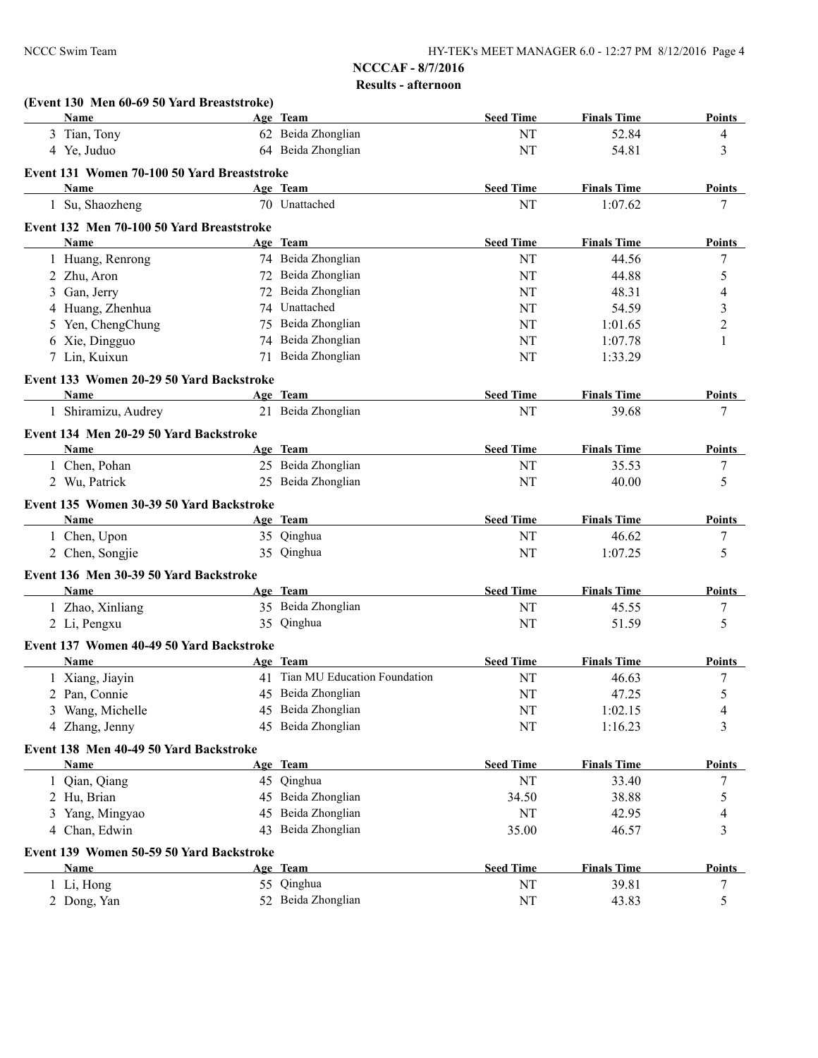**NCCCAF - 8/7/2016**

**Results - afternoon**

**(Event 130 Men 60-69 50 Yard Breaststroke)**

| Name | Age | Team | Seed Time | Finals Time | Points |
|---|---|---|---|---|---|
| 3 Tian, Tony | 62 | Beida Zhonglian | NT | 52.84 | 4 |
| 4 Ye, Juduo | 64 | Beida Zhonglian | NT | 54.81 | 3 |

**Event 131 Women 70-100 50 Yard Breaststroke**

| Name | Age | Team | Seed Time | Finals Time | Points |
|---|---|---|---|---|---|
| 1 Su, Shaozheng | 70 | Unattached | NT | 1:07.62 | 7 |

**Event 132 Men 70-100 50 Yard Breaststroke**

| Name | Age | Team | Seed Time | Finals Time | Points |
|---|---|---|---|---|---|
| 1 Huang, Renrong | 74 | Beida Zhonglian | NT | 44.56 | 7 |
| 2 Zhu, Aron | 72 | Beida Zhonglian | NT | 44.88 | 5 |
| 3 Gan, Jerry | 72 | Beida Zhonglian | NT | 48.31 | 4 |
| 4 Huang, Zhenhua | 74 | Unattached | NT | 54.59 | 3 |
| 5 Yen, ChengChung | 75 | Beida Zhonglian | NT | 1:01.65 | 2 |
| 6 Xie, Dingguo | 74 | Beida Zhonglian | NT | 1:07.78 | 1 |
| 7 Lin, Kuixun | 71 | Beida Zhonglian | NT | 1:33.29 | |

**Event 133 Women 20-29 50 Yard Backstroke**

| Name | Age | Team | Seed Time | Finals Time | Points |
|---|---|---|---|---|---|
| 1 Shiramizu, Audrey | 21 | Beida Zhonglian | NT | 39.68 | 7 |

**Event 134 Men 20-29 50 Yard Backstroke**

| Name | Age | Team | Seed Time | Finals Time | Points |
|---|---|---|---|---|---|
| 1 Chen, Pohan | 25 | Beida Zhonglian | NT | 35.53 | 7 |
| 2 Wu, Patrick | 25 | Beida Zhonglian | NT | 40.00 | 5 |

**Event 135 Women 30-39 50 Yard Backstroke**

| Name | Age | Team | Seed Time | Finals Time | Points |
|---|---|---|---|---|---|
| 1 Chen, Upon | 35 | Qinghua | NT | 46.62 | 7 |
| 2 Chen, Songjie | 35 | Qinghua | NT | 1:07.25 | 5 |

**Event 136 Men 30-39 50 Yard Backstroke**

| Name | Age | Team | Seed Time | Finals Time | Points |
|---|---|---|---|---|---|
| 1 Zhao, Xinliang | 35 | Beida Zhonglian | NT | 45.55 | 7 |
| 2 Li, Pengxu | 35 | Qinghua | NT | 51.59 | 5 |

**Event 137 Women 40-49 50 Yard Backstroke**

| Name | Age | Team | Seed Time | Finals Time | Points |
|---|---|---|---|---|---|
| 1 Xiang, Jiayin | 41 | Tian MU Education Foundation | NT | 46.63 | 7 |
| 2 Pan, Connie | 45 | Beida Zhonglian | NT | 47.25 | 5 |
| 3 Wang, Michelle | 45 | Beida Zhonglian | NT | 1:02.15 | 4 |
| 4 Zhang, Jenny | 45 | Beida Zhonglian | NT | 1:16.23 | 3 |

**Event 138 Men 40-49 50 Yard Backstroke**

| Name | Age | Team | Seed Time | Finals Time | Points |
|---|---|---|---|---|---|
| 1 Qian, Qiang | 45 | Qinghua | NT | 33.40 | 7 |
| 2 Hu, Brian | 45 | Beida Zhonglian | 34.50 | 38.88 | 5 |
| 3 Yang, Mingyao | 45 | Beida Zhonglian | NT | 42.95 | 4 |
| 4 Chan, Edwin | 43 | Beida Zhonglian | 35.00 | 46.57 | 3 |

**Event 139 Women 50-59 50 Yard Backstroke**

| Name | Age | Team | Seed Time | Finals Time | Points |
|---|---|---|---|---|---|
| 1 Li, Hong | 55 | Qinghua | NT | 39.81 | 7 |
| 2 Dong, Yan | 52 | Beida Zhonglian | NT | 43.83 | 5 |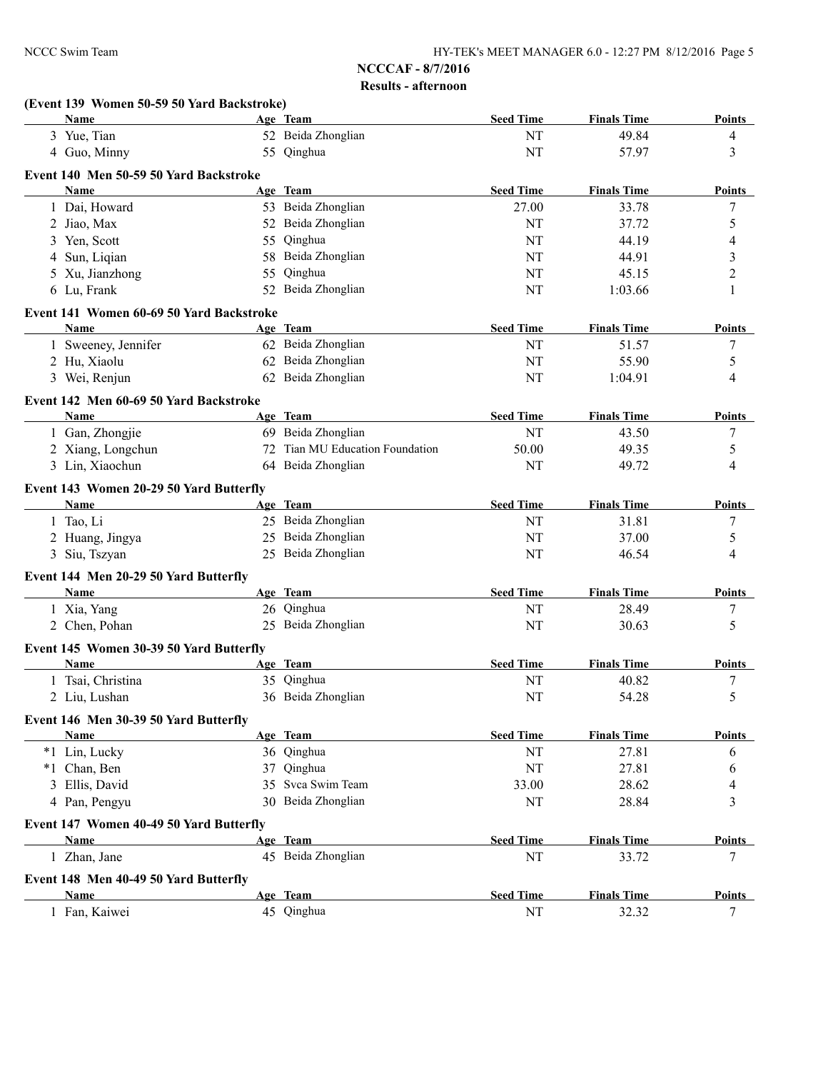**NCCCAF - 8/7/2016**

**Results - afternoon**

### (Event 139 Women 50-59 50 Yard Backstroke)

| | Name | Age | Team | Seed Time | Finals Time | Points |
|---|---|---|---|---|---|---|
| 3 | Yue, Tian | 52 | Beida Zhonglian | NT | 49.84 | 4 |
| 4 | Guo, Minny | 55 | Qinghua | NT | 57.97 | 3 |

### Event 140 Men 50-59 50 Yard Backstroke

| | Name | Age | Team | Seed Time | Finals Time | Points |
|---|---|---|---|---|---|---|
| 1 | Dai, Howard | 53 | Beida Zhonglian | 27.00 | 33.78 | 7 |
| 2 | Jiao, Max | 52 | Beida Zhonglian | NT | 37.72 | 5 |
| 3 | Yen, Scott | 55 | Qinghua | NT | 44.19 | 4 |
| 4 | Sun, Liqian | 58 | Beida Zhonglian | NT | 44.91 | 3 |
| 5 | Xu, Jianzhong | 55 | Qinghua | NT | 45.15 | 2 |
| 6 | Lu, Frank | 52 | Beida Zhonglian | NT | 1:03.66 | 1 |

### Event 141 Women 60-69 50 Yard Backstroke

| | Name | Age | Team | Seed Time | Finals Time | Points |
|---|---|---|---|---|---|---|
| 1 | Sweeney, Jennifer | 62 | Beida Zhonglian | NT | 51.57 | 7 |
| 2 | Hu, Xiaolu | 62 | Beida Zhonglian | NT | 55.90 | 5 |
| 3 | Wei, Renjun | 62 | Beida Zhonglian | NT | 1:04.91 | 4 |

### Event 142 Men 60-69 50 Yard Backstroke

| | Name | Age | Team | Seed Time | Finals Time | Points |
|---|---|---|---|---|---|---|
| 1 | Gan, Zhongjie | 69 | Beida Zhonglian | NT | 43.50 | 7 |
| 2 | Xiang, Longchun | 72 | Tian MU Education Foundation | 50.00 | 49.35 | 5 |
| 3 | Lin, Xiaochun | 64 | Beida Zhonglian | NT | 49.72 | 4 |

### Event 143 Women 20-29 50 Yard Butterfly

| | Name | Age | Team | Seed Time | Finals Time | Points |
|---|---|---|---|---|---|---|
| 1 | Tao, Li | 25 | Beida Zhonglian | NT | 31.81 | 7 |
| 2 | Huang, Jingya | 25 | Beida Zhonglian | NT | 37.00 | 5 |
| 3 | Siu, Tszyan | 25 | Beida Zhonglian | NT | 46.54 | 4 |

### Event 144 Men 20-29 50 Yard Butterfly

| | Name | Age | Team | Seed Time | Finals Time | Points |
|---|---|---|---|---|---|---|
| 1 | Xia, Yang | 26 | Qinghua | NT | 28.49 | 7 |
| 2 | Chen, Pohan | 25 | Beida Zhonglian | NT | 30.63 | 5 |

### Event 145 Women 30-39 50 Yard Butterfly

| | Name | Age | Team | Seed Time | Finals Time | Points |
|---|---|---|---|---|---|---|
| 1 | Tsai, Christina | 35 | Qinghua | NT | 40.82 | 7 |
| 2 | Liu, Lushan | 36 | Beida Zhonglian | NT | 54.28 | 5 |

### Event 146 Men 30-39 50 Yard Butterfly

| | Name | Age | Team | Seed Time | Finals Time | Points |
|---|---|---|---|---|---|---|
| *1 | Lin, Lucky | 36 | Qinghua | NT | 27.81 | 6 |
| *1 | Chan, Ben | 37 | Qinghua | NT | 27.81 | 6 |
| 3 | Ellis, David | 35 | Svca Swim Team | 33.00 | 28.62 | 4 |
| 4 | Pan, Pengyu | 30 | Beida Zhonglian | NT | 28.84 | 3 |

### Event 147 Women 40-49 50 Yard Butterfly

| | Name | Age | Team | Seed Time | Finals Time | Points |
|---|---|---|---|---|---|---|
| 1 | Zhan, Jane | 45 | Beida Zhonglian | NT | 33.72 | 7 |

### Event 148 Men 40-49 50 Yard Butterfly

| | Name | Age | Team | Seed Time | Finals Time | Points |
|---|---|---|---|---|---|---|
| 1 | Fan, Kaiwei | 45 | Qinghua | NT | 32.32 | 7 |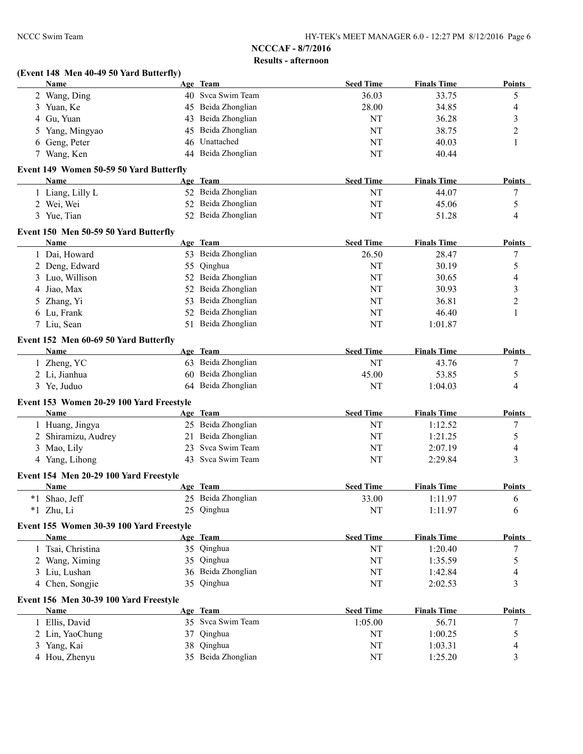**NCCCAF - 8/7/2016**

**Results - afternoon**

### (Event 148 Men 40-49 50 Yard Butterfly)

| | Name | Age | Team | Seed Time | Finals Time | Points |
|---|---|---|---|---|---|---|
| 2 | Wang, Ding | 40 | Svca Swim Team | 36.03 | 33.75 | 5 |
| 3 | Yuan, Ke | 45 | Beida Zhonglian | 28.00 | 34.85 | 4 |
| 4 | Gu, Yuan | 43 | Beida Zhonglian | NT | 36.28 | 3 |
| 5 | Yang, Mingyao | 45 | Beida Zhonglian | NT | 38.75 | 2 |
| 6 | Geng, Peter | 46 | Unattached | NT | 40.03 | 1 |
| 7 | Wang, Ken | 44 | Beida Zhonglian | NT | 40.44 | |

### Event 149 Women 50-59 50 Yard Butterfly

| | Name | Age | Team | Seed Time | Finals Time | Points |
|---|---|---|---|---|---|---|
| 1 | Liang, Lilly L | 52 | Beida Zhonglian | NT | 44.07 | 7 |
| 2 | Wei, Wei | 52 | Beida Zhonglian | NT | 45.06 | 5 |
| 3 | Yue, Tian | 52 | Beida Zhonglian | NT | 51.28 | 4 |

### Event 150 Men 50-59 50 Yard Butterfly

| | Name | Age | Team | Seed Time | Finals Time | Points |
|---|---|---|---|---|---|---|
| 1 | Dai, Howard | 53 | Beida Zhonglian | 26.50 | 28.47 | 7 |
| 2 | Deng, Edward | 55 | Qinghua | NT | 30.19 | 5 |
| 3 | Luo, Willison | 52 | Beida Zhonglian | NT | 30.65 | 4 |
| 4 | Jiao, Max | 52 | Beida Zhonglian | NT | 30.93 | 3 |
| 5 | Zhang, Yi | 53 | Beida Zhonglian | NT | 36.81 | 2 |
| 6 | Lu, Frank | 52 | Beida Zhonglian | NT | 46.40 | 1 |
| 7 | Liu, Sean | 51 | Beida Zhonglian | NT | 1:01.87 | |

### Event 152 Men 60-69 50 Yard Butterfly

| | Name | Age | Team | Seed Time | Finals Time | Points |
|---|---|---|---|---|---|---|
| 1 | Zheng, YC | 63 | Beida Zhonglian | NT | 43.76 | 7 |
| 2 | Li, Jianhua | 60 | Beida Zhonglian | 45.00 | 53.85 | 5 |
| 3 | Ye, Juduo | 64 | Beida Zhonglian | NT | 1:04.03 | 4 |

### Event 153 Women 20-29 100 Yard Freestyle

| | Name | Age | Team | Seed Time | Finals Time | Points |
|---|---|---|---|---|---|---|
| 1 | Huang, Jingya | 25 | Beida Zhonglian | NT | 1:12.52 | 7 |
| 2 | Shiramizu, Audrey | 21 | Beida Zhonglian | NT | 1:21.25 | 5 |
| 3 | Mao, Lily | 23 | Svca Swim Team | NT | 2:07.19 | 4 |
| 4 | Yang, Lihong | 43 | Svca Swim Team | NT | 2:29.84 | 3 |

### Event 154 Men 20-29 100 Yard Freestyle

| | Name | Age | Team | Seed Time | Finals Time | Points |
|---|---|---|---|---|---|---|
| *1 | Shao, Jeff | 25 | Beida Zhonglian | 33.00 | 1:11.97 | 6 |
| *1 | Zhu, Li | 25 | Qinghua | NT | 1:11.97 | 6 |

### Event 155 Women 30-39 100 Yard Freestyle

| | Name | Age | Team | Seed Time | Finals Time | Points |
|---|---|---|---|---|---|---|
| 1 | Tsai, Christina | 35 | Qinghua | NT | 1:20.40 | 7 |
| 2 | Wang, Ximing | 35 | Qinghua | NT | 1:35.59 | 5 |
| 3 | Liu, Lushan | 36 | Beida Zhonglian | NT | 1:42.84 | 4 |
| 4 | Chen, Songjie | 35 | Qinghua | NT | 2:02.53 | 3 |

### Event 156 Men 30-39 100 Yard Freestyle

| | Name | Age | Team | Seed Time | Finals Time | Points |
|---|---|---|---|---|---|---|
| 1 | Ellis, David | 35 | Svca Swim Team | 1:05.00 | 56.71 | 7 |
| 2 | Lin, YaoChung | 37 | Qinghua | NT | 1:00.25 | 5 |
| 3 | Yang, Kai | 38 | Qinghua | NT | 1:03.31 | 4 |
| 4 | Hou, Zhenyu | 35 | Beida Zhonglian | NT | 1:25.20 | 3 |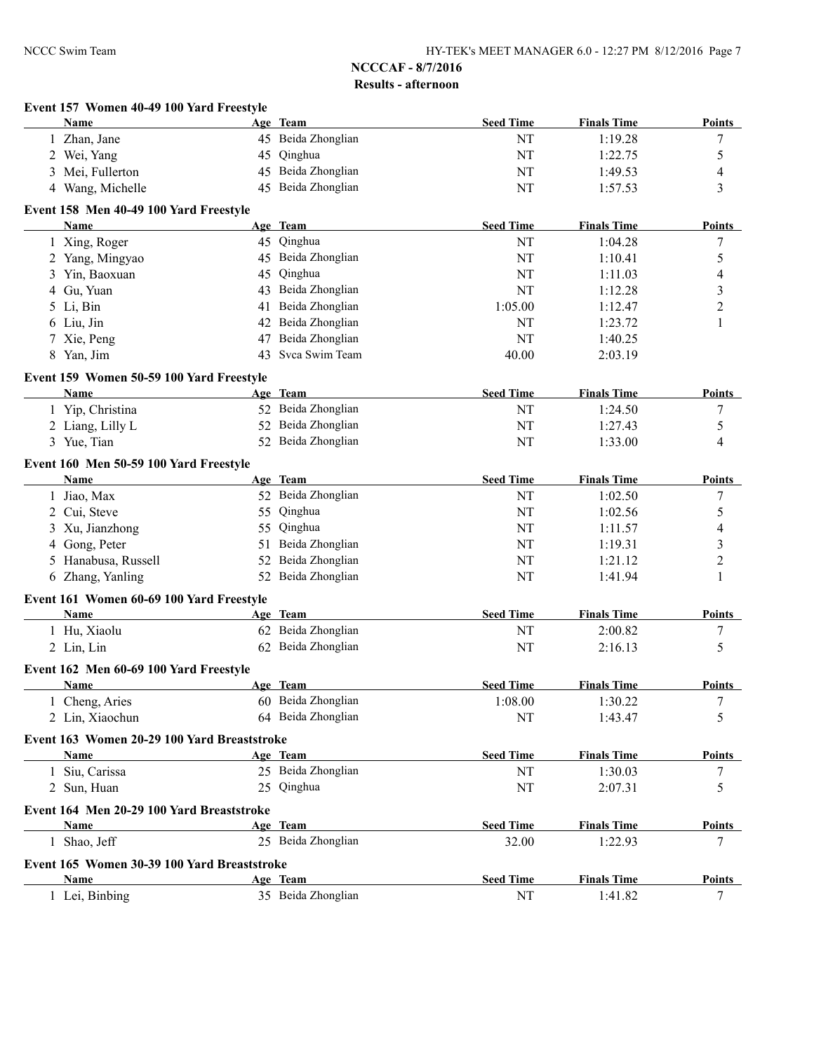## NCCCAF - 8/7/2016

### Results - afternoon

**Event 157 Women 40-49 100 Yard Freestyle**

| | Name | Age | Team | Seed Time | Finals Time | Points |
|---|---|---|---|---|---|---|
| 1 | Zhan, Jane | 45 | Beida Zhonglian | NT | 1:19.28 | 7 |
| 2 | Wei, Yang | 45 | Qinghua | NT | 1:22.75 | 5 |
| 3 | Mei, Fullerton | 45 | Beida Zhonglian | NT | 1:49.53 | 4 |
| 4 | Wang, Michelle | 45 | Beida Zhonglian | NT | 1:57.53 | 3 |

**Event 158 Men 40-49 100 Yard Freestyle**

| | Name | Age | Team | Seed Time | Finals Time | Points |
|---|---|---|---|---|---|---|
| 1 | Xing, Roger | 45 | Qinghua | NT | 1:04.28 | 7 |
| 2 | Yang, Mingyao | 45 | Beida Zhonglian | NT | 1:10.41 | 5 |
| 3 | Yin, Baoxuan | 45 | Qinghua | NT | 1:11.03 | 4 |
| 4 | Gu, Yuan | 43 | Beida Zhonglian | NT | 1:12.28 | 3 |
| 5 | Li, Bin | 41 | Beida Zhonglian | 1:05.00 | 1:12.47 | 2 |
| 6 | Liu, Jin | 42 | Beida Zhonglian | NT | 1:23.72 | 1 |
| 7 | Xie, Peng | 47 | Beida Zhonglian | NT | 1:40.25 | |
| 8 | Yan, Jim | 43 | Svca Swim Team | 40.00 | 2:03.19 | |

**Event 159 Women 50-59 100 Yard Freestyle**

| | Name | Age | Team | Seed Time | Finals Time | Points |
|---|---|---|---|---|---|---|
| 1 | Yip, Christina | 52 | Beida Zhonglian | NT | 1:24.50 | 7 |
| 2 | Liang, Lilly L | 52 | Beida Zhonglian | NT | 1:27.43 | 5 |
| 3 | Yue, Tian | 52 | Beida Zhonglian | NT | 1:33.00 | 4 |

**Event 160 Men 50-59 100 Yard Freestyle**

| | Name | Age | Team | Seed Time | Finals Time | Points |
|---|---|---|---|---|---|---|
| 1 | Jiao, Max | 52 | Beida Zhonglian | NT | 1:02.50 | 7 |
| 2 | Cui, Steve | 55 | Qinghua | NT | 1:02.56 | 5 |
| 3 | Xu, Jianzhong | 55 | Qinghua | NT | 1:11.57 | 4 |
| 4 | Gong, Peter | 51 | Beida Zhonglian | NT | 1:19.31 | 3 |
| 5 | Hanabusa, Russell | 52 | Beida Zhonglian | NT | 1:21.12 | 2 |
| 6 | Zhang, Yanling | 52 | Beida Zhonglian | NT | 1:41.94 | 1 |

**Event 161 Women 60-69 100 Yard Freestyle**

| | Name | Age | Team | Seed Time | Finals Time | Points |
|---|---|---|---|---|---|---|
| 1 | Hu, Xiaolu | 62 | Beida Zhonglian | NT | 2:00.82 | 7 |
| 2 | Lin, Lin | 62 | Beida Zhonglian | NT | 2:16.13 | 5 |

**Event 162 Men 60-69 100 Yard Freestyle**

| | Name | Age | Team | Seed Time | Finals Time | Points |
|---|---|---|---|---|---|---|
| 1 | Cheng, Aries | 60 | Beida Zhonglian | 1:08.00 | 1:30.22 | 7 |
| 2 | Lin, Xiaochun | 64 | Beida Zhonglian | NT | 1:43.47 | 5 |

**Event 163 Women 20-29 100 Yard Breaststroke**

| | Name | Age | Team | Seed Time | Finals Time | Points |
|---|---|---|---|---|---|---|
| 1 | Siu, Carissa | 25 | Beida Zhonglian | NT | 1:30.03 | 7 |
| 2 | Sun, Huan | 25 | Qinghua | NT | 2:07.31 | 5 |

**Event 164 Men 20-29 100 Yard Breaststroke**

| | Name | Age | Team | Seed Time | Finals Time | Points |
|---|---|---|---|---|---|---|
| 1 | Shao, Jeff | 25 | Beida Zhonglian | 32.00 | 1:22.93 | 7 |

**Event 165 Women 30-39 100 Yard Breaststroke**

| | Name | Age | Team | Seed Time | Finals Time | Points |
|---|---|---|---|---|---|---|
| 1 | Lei, Binbing | 35 | Beida Zhonglian | NT | 1:41.82 | 7 |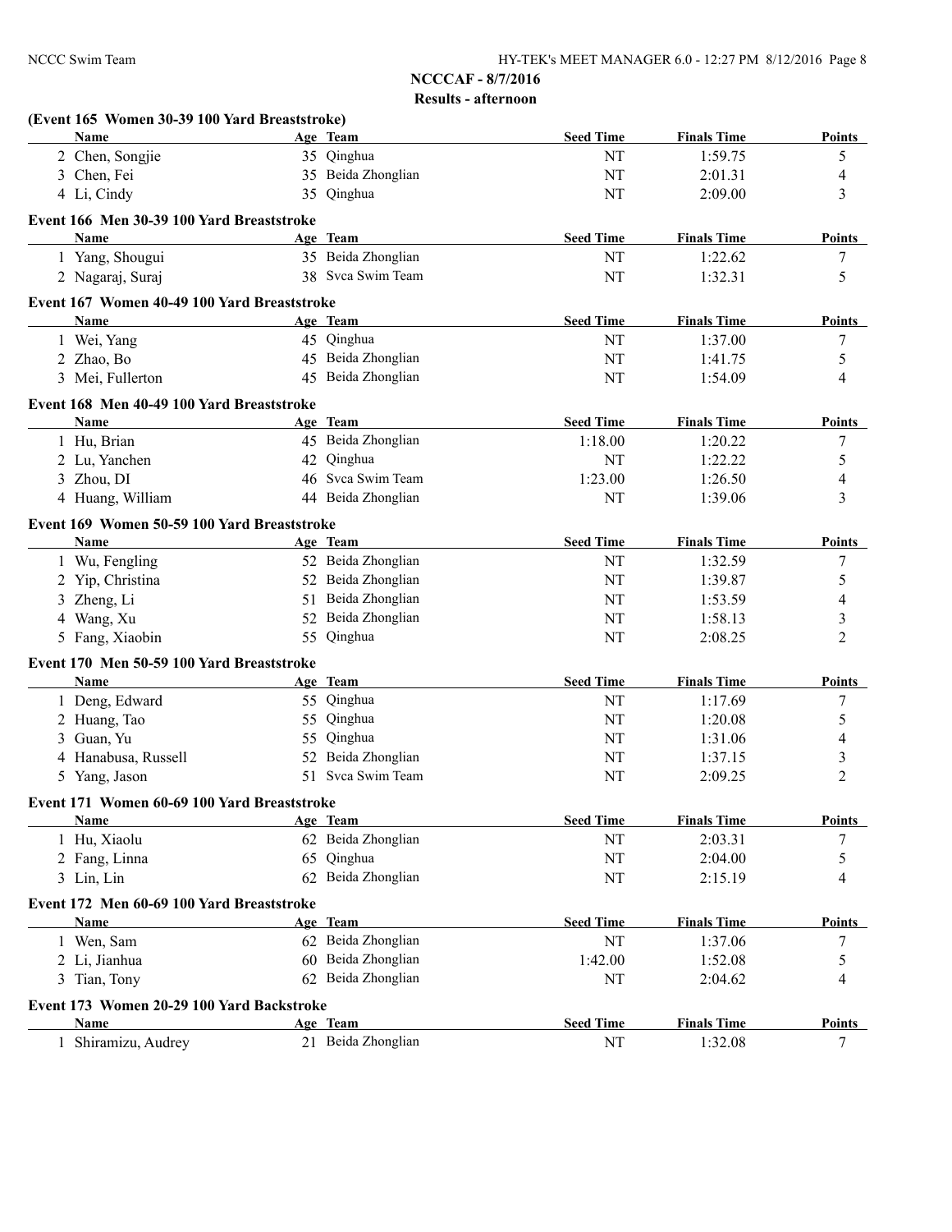**NCCCAF - 8/7/2016**

**Results - afternoon**

**(Event 165 Women 30-39 100 Yard Breaststroke)**

| | Name | Age | Team | Seed Time | Finals Time | Points |
|---|---|---|---|---|---|---|
| 2 | Chen, Songjie | 35 | Qinghua | NT | 1:59.75 | 5 |
| 3 | Chen, Fei | 35 | Beida Zhonglian | NT | 2:01.31 | 4 |
| 4 | Li, Cindy | 35 | Qinghua | NT | 2:09.00 | 3 |

**Event 166 Men 30-39 100 Yard Breaststroke**

| | Name | Age | Team | Seed Time | Finals Time | Points |
|---|---|---|---|---|---|---|
| 1 | Yang, Shougui | 35 | Beida Zhonglian | NT | 1:22.62 | 7 |
| 2 | Nagaraj, Suraj | 38 | Svca Swim Team | NT | 1:32.31 | 5 |

**Event 167 Women 40-49 100 Yard Breaststroke**

| | Name | Age | Team | Seed Time | Finals Time | Points |
|---|---|---|---|---|---|---|
| 1 | Wei, Yang | 45 | Qinghua | NT | 1:37.00 | 7 |
| 2 | Zhao, Bo | 45 | Beida Zhonglian | NT | 1:41.75 | 5 |
| 3 | Mei, Fullerton | 45 | Beida Zhonglian | NT | 1:54.09 | 4 |

**Event 168 Men 40-49 100 Yard Breaststroke**

| | Name | Age | Team | Seed Time | Finals Time | Points |
|---|---|---|---|---|---|---|
| 1 | Hu, Brian | 45 | Beida Zhonglian | 1:18.00 | 1:20.22 | 7 |
| 2 | Lu, Yanchen | 42 | Qinghua | NT | 1:22.22 | 5 |
| 3 | Zhou, DI | 46 | Svca Swim Team | 1:23.00 | 1:26.50 | 4 |
| 4 | Huang, William | 44 | Beida Zhonglian | NT | 1:39.06 | 3 |

**Event 169 Women 50-59 100 Yard Breaststroke**

| | Name | Age | Team | Seed Time | Finals Time | Points |
|---|---|---|---|---|---|---|
| 1 | Wu, Fengling | 52 | Beida Zhonglian | NT | 1:32.59 | 7 |
| 2 | Yip, Christina | 52 | Beida Zhonglian | NT | 1:39.87 | 5 |
| 3 | Zheng, Li | 51 | Beida Zhonglian | NT | 1:53.59 | 4 |
| 4 | Wang, Xu | 52 | Beida Zhonglian | NT | 1:58.13 | 3 |
| 5 | Fang, Xiaobin | 55 | Qinghua | NT | 2:08.25 | 2 |

**Event 170 Men 50-59 100 Yard Breaststroke**

| | Name | Age | Team | Seed Time | Finals Time | Points |
|---|---|---|---|---|---|---|
| 1 | Deng, Edward | 55 | Qinghua | NT | 1:17.69 | 7 |
| 2 | Huang, Tao | 55 | Qinghua | NT | 1:20.08 | 5 |
| 3 | Guan, Yu | 55 | Qinghua | NT | 1:31.06 | 4 |
| 4 | Hanabusa, Russell | 52 | Beida Zhonglian | NT | 1:37.15 | 3 |
| 5 | Yang, Jason | 51 | Svca Swim Team | NT | 2:09.25 | 2 |

**Event 171 Women 60-69 100 Yard Breaststroke**

| | Name | Age | Team | Seed Time | Finals Time | Points |
|---|---|---|---|---|---|---|
| 1 | Hu, Xiaolu | 62 | Beida Zhonglian | NT | 2:03.31 | 7 |
| 2 | Fang, Linna | 65 | Qinghua | NT | 2:04.00 | 5 |
| 3 | Lin, Lin | 62 | Beida Zhonglian | NT | 2:15.19 | 4 |

**Event 172 Men 60-69 100 Yard Breaststroke**

| | Name | Age | Team | Seed Time | Finals Time | Points |
|---|---|---|---|---|---|---|
| 1 | Wen, Sam | 62 | Beida Zhonglian | NT | 1:37.06 | 7 |
| 2 | Li, Jianhua | 60 | Beida Zhonglian | 1:42.00 | 1:52.08 | 5 |
| 3 | Tian, Tony | 62 | Beida Zhonglian | NT | 2:04.62 | 4 |

**Event 173 Women 20-29 100 Yard Backstroke**

| | Name | Age | Team | Seed Time | Finals Time | Points |
|---|---|---|---|---|---|---|
| 1 | Shiramizu, Audrey | 21 | Beida Zhonglian | NT | 1:32.08 | 7 |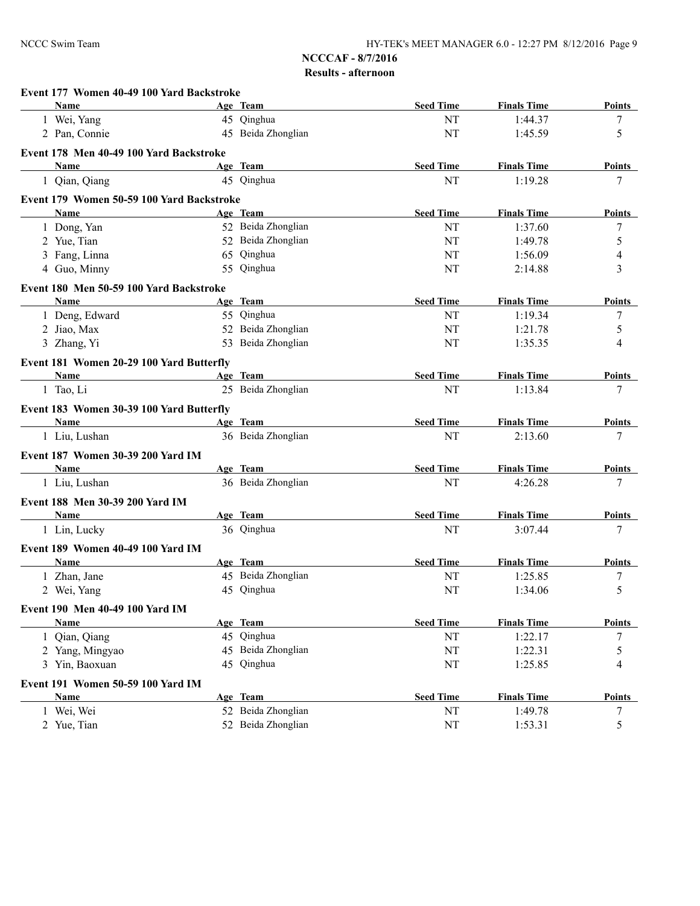# NCCCAF - 8/7/2016

## Results - afternoon

### Event 177 Women 40-49 100 Yard Backstroke

| | Name | Age | Team | Seed Time | Finals Time | Points |
|---|---|---|---|---|---|---|
| 1 | Wei, Yang | 45 | Qinghua | NT | 1:44.37 | 7 |
| 2 | Pan, Connie | 45 | Beida Zhonglian | NT | 1:45.59 | 5 |

### Event 178 Men 40-49 100 Yard Backstroke

| | Name | Age | Team | Seed Time | Finals Time | Points |
|---|---|---|---|---|---|---|
| 1 | Qian, Qiang | 45 | Qinghua | NT | 1:19.28 | 7 |

### Event 179 Women 50-59 100 Yard Backstroke

| | Name | Age | Team | Seed Time | Finals Time | Points |
|---|---|---|---|---|---|---|
| 1 | Dong, Yan | 52 | Beida Zhonglian | NT | 1:37.60 | 7 |
| 2 | Yue, Tian | 52 | Beida Zhonglian | NT | 1:49.78 | 5 |
| 3 | Fang, Linna | 65 | Qinghua | NT | 1:56.09 | 4 |
| 4 | Guo, Minny | 55 | Qinghua | NT | 2:14.88 | 3 |

### Event 180 Men 50-59 100 Yard Backstroke

| | Name | Age | Team | Seed Time | Finals Time | Points |
|---|---|---|---|---|---|---|
| 1 | Deng, Edward | 55 | Qinghua | NT | 1:19.34 | 7 |
| 2 | Jiao, Max | 52 | Beida Zhonglian | NT | 1:21.78 | 5 |
| 3 | Zhang, Yi | 53 | Beida Zhonglian | NT | 1:35.35 | 4 |

### Event 181 Women 20-29 100 Yard Butterfly

| | Name | Age | Team | Seed Time | Finals Time | Points |
|---|---|---|---|---|---|---|
| 1 | Tao, Li | 25 | Beida Zhonglian | NT | 1:13.84 | 7 |

### Event 183 Women 30-39 100 Yard Butterfly

| | Name | Age | Team | Seed Time | Finals Time | Points |
|---|---|---|---|---|---|---|
| 1 | Liu, Lushan | 36 | Beida Zhonglian | NT | 2:13.60 | 7 |

### Event 187 Women 30-39 200 Yard IM

| | Name | Age | Team | Seed Time | Finals Time | Points |
|---|---|---|---|---|---|---|
| 1 | Liu, Lushan | 36 | Beida Zhonglian | NT | 4:26.28 | 7 |

### Event 188 Men 30-39 200 Yard IM

| | Name | Age | Team | Seed Time | Finals Time | Points |
|---|---|---|---|---|---|---|
| 1 | Lin, Lucky | 36 | Qinghua | NT | 3:07.44 | 7 |

### Event 189 Women 40-49 100 Yard IM

| | Name | Age | Team | Seed Time | Finals Time | Points |
|---|---|---|---|---|---|---|
| 1 | Zhan, Jane | 45 | Beida Zhonglian | NT | 1:25.85 | 7 |
| 2 | Wei, Yang | 45 | Qinghua | NT | 1:34.06 | 5 |

### Event 190 Men 40-49 100 Yard IM

| | Name | Age | Team | Seed Time | Finals Time | Points |
|---|---|---|---|---|---|---|
| 1 | Qian, Qiang | 45 | Qinghua | NT | 1:22.17 | 7 |
| 2 | Yang, Mingyao | 45 | Beida Zhonglian | NT | 1:22.31 | 5 |
| 3 | Yin, Baoxuan | 45 | Qinghua | NT | 1:25.85 | 4 |

### Event 191 Women 50-59 100 Yard IM

| | Name | Age | Team | Seed Time | Finals Time | Points |
|---|---|---|---|---|---|---|
| 1 | Wei, Wei | 52 | Beida Zhonglian | NT | 1:49.78 | 7 |
| 2 | Yue, Tian | 52 | Beida Zhonglian | NT | 1:53.31 | 5 |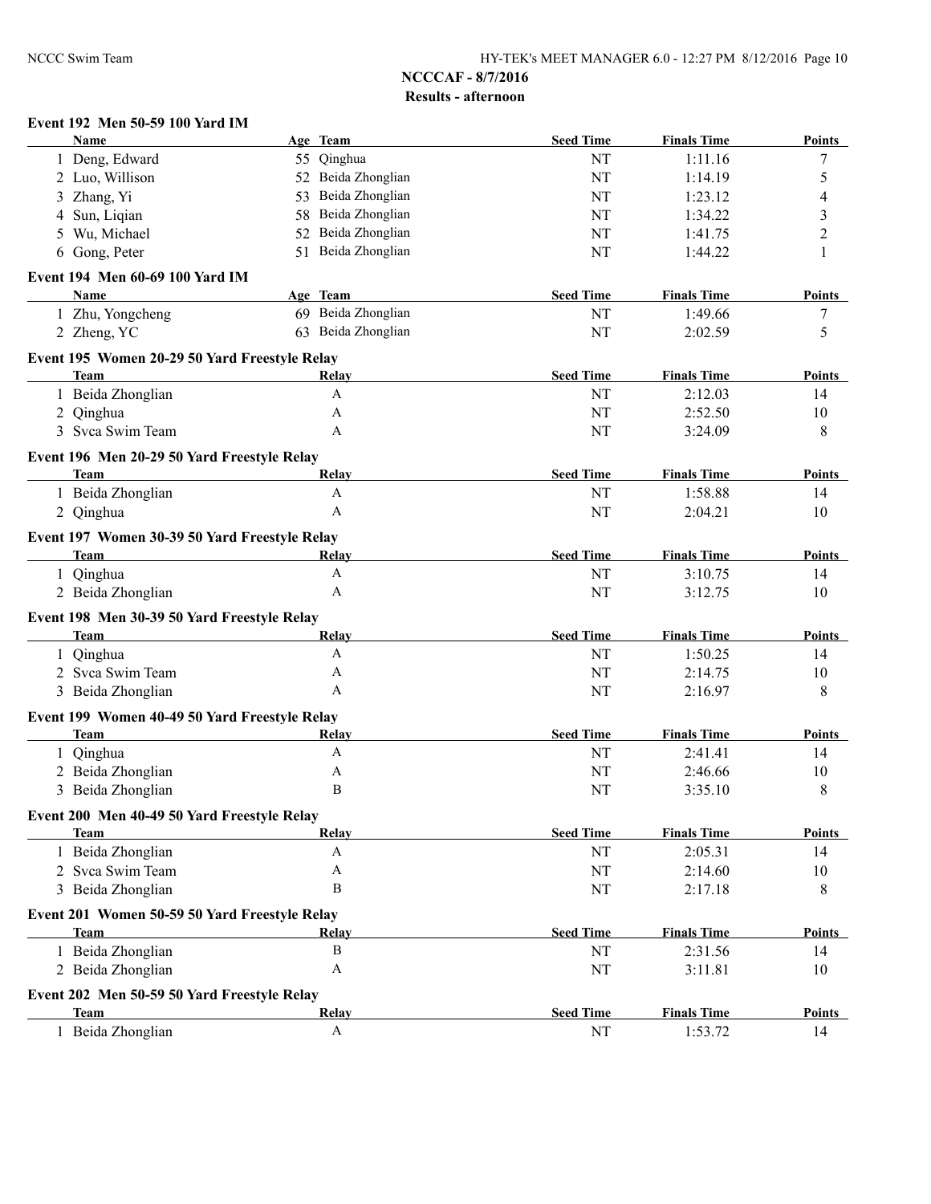**NCCCAF - 8/7/2016**

**Results - afternoon**

**Event 192 Men 50-59 100 Yard IM**

| | Name | Age | Team | Seed Time | Finals Time | Points |
|---|---|---|---|---|---|---|
| 1 | Deng, Edward | 55 | Qinghua | NT | 1:11.16 | 7 |
| 2 | Luo, Willison | 52 | Beida Zhonglian | NT | 1:14.19 | 5 |
| 3 | Zhang, Yi | 53 | Beida Zhonglian | NT | 1:23.12 | 4 |
| 4 | Sun, Liqian | 58 | Beida Zhonglian | NT | 1:34.22 | 3 |
| 5 | Wu, Michael | 52 | Beida Zhonglian | NT | 1:41.75 | 2 |
| 6 | Gong, Peter | 51 | Beida Zhonglian | NT | 1:44.22 | 1 |

**Event 194 Men 60-69 100 Yard IM**

| | Name | Age | Team | Seed Time | Finals Time | Points |
|---|---|---|---|---|---|---|
| 1 | Zhu, Yongcheng | 69 | Beida Zhonglian | NT | 1:49.66 | 7 |
| 2 | Zheng, YC | 63 | Beida Zhonglian | NT | 2:02.59 | 5 |

**Event 195 Women 20-29 50 Yard Freestyle Relay**

| | Team | Relay | Seed Time | Finals Time | Points |
|---|---|---|---|---|---|
| 1 | Beida Zhonglian | A | NT | 2:12.03 | 14 |
| 2 | Qinghua | A | NT | 2:52.50 | 10 |
| 3 | Svca Swim Team | A | NT | 3:24.09 | 8 |

**Event 196 Men 20-29 50 Yard Freestyle Relay**

| | Team | Relay | Seed Time | Finals Time | Points |
|---|---|---|---|---|---|
| 1 | Beida Zhonglian | A | NT | 1:58.88 | 14 |
| 2 | Qinghua | A | NT | 2:04.21 | 10 |

**Event 197 Women 30-39 50 Yard Freestyle Relay**

| | Team | Relay | Seed Time | Finals Time | Points |
|---|---|---|---|---|---|
| 1 | Qinghua | A | NT | 3:10.75 | 14 |
| 2 | Beida Zhonglian | A | NT | 3:12.75 | 10 |

**Event 198 Men 30-39 50 Yard Freestyle Relay**

| | Team | Relay | Seed Time | Finals Time | Points |
|---|---|---|---|---|---|
| 1 | Qinghua | A | NT | 1:50.25 | 14 |
| 2 | Svca Swim Team | A | NT | 2:14.75 | 10 |
| 3 | Beida Zhonglian | A | NT | 2:16.97 | 8 |

**Event 199 Women 40-49 50 Yard Freestyle Relay**

| | Team | Relay | Seed Time | Finals Time | Points |
|---|---|---|---|---|---|
| 1 | Qinghua | A | NT | 2:41.41 | 14 |
| 2 | Beida Zhonglian | A | NT | 2:46.66 | 10 |
| 3 | Beida Zhonglian | B | NT | 3:35.10 | 8 |

**Event 200 Men 40-49 50 Yard Freestyle Relay**

| | Team | Relay | Seed Time | Finals Time | Points |
|---|---|---|---|---|---|
| 1 | Beida Zhonglian | A | NT | 2:05.31 | 14 |
| 2 | Svca Swim Team | A | NT | 2:14.60 | 10 |
| 3 | Beida Zhonglian | B | NT | 2:17.18 | 8 |

**Event 201 Women 50-59 50 Yard Freestyle Relay**

| | Team | Relay | Seed Time | Finals Time | Points |
|---|---|---|---|---|---|
| 1 | Beida Zhonglian | B | NT | 2:31.56 | 14 |
| 2 | Beida Zhonglian | A | NT | 3:11.81 | 10 |

**Event 202 Men 50-59 50 Yard Freestyle Relay**

| | Team | Relay | Seed Time | Finals Time | Points |
|---|---|---|---|---|---|
| 1 | Beida Zhonglian | A | NT | 1:53.72 | 14 |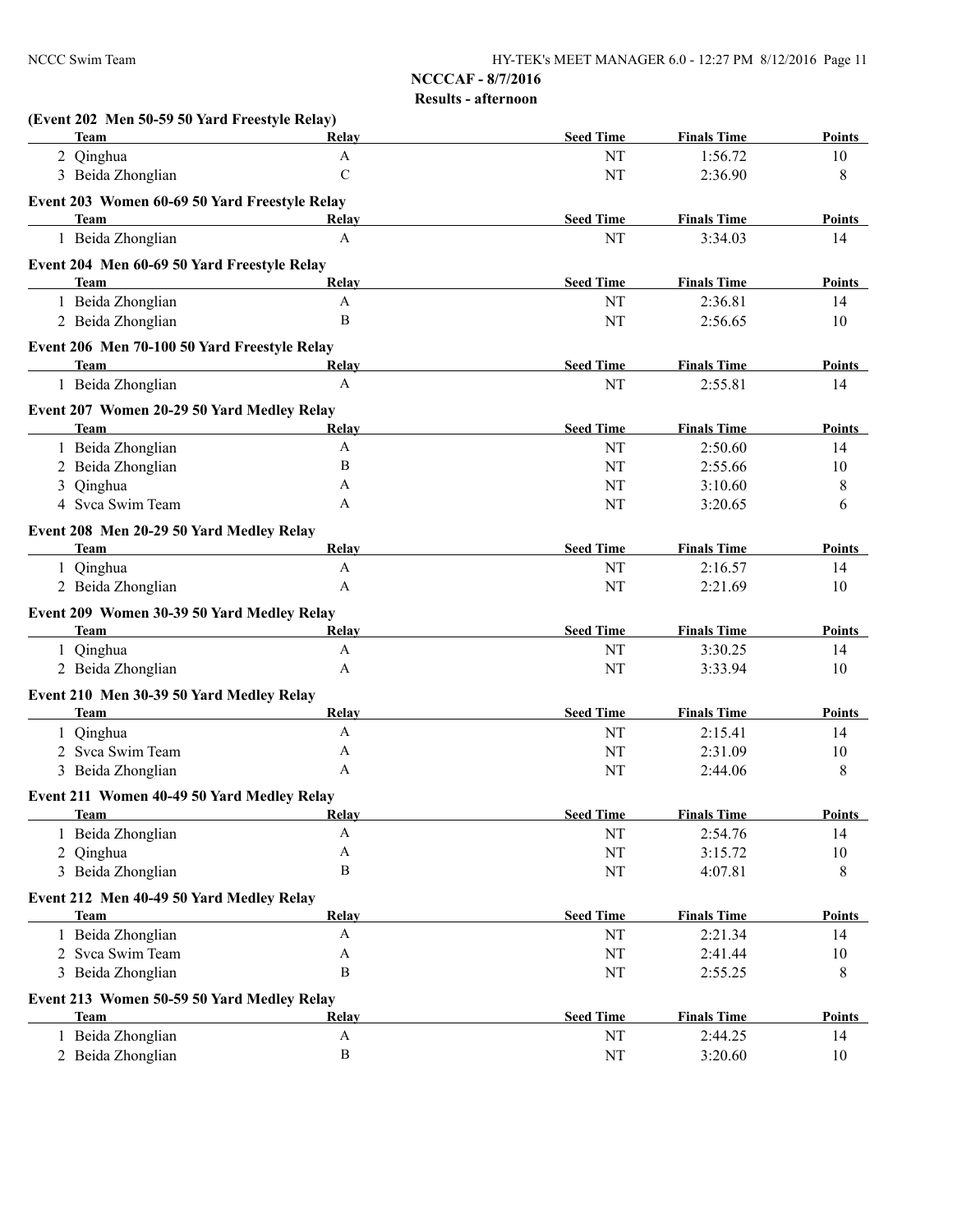**NCCCAF - 8/7/2016**

**Results - afternoon**

**(Event 202 Men 50-59 50 Yard Freestyle Relay)**

| | Team | Relay | Seed Time | Finals Time | Points |
|---|---|---|---|---|---|
| 2 | Qinghua | A | NT | 1:56.72 | 10 |
| 3 | Beida Zhonglian | C | NT | 2:36.90 | 8 |

**Event 203 Women 60-69 50 Yard Freestyle Relay**

| | Team | Relay | Seed Time | Finals Time | Points |
|---|---|---|---|---|---|
| 1 | Beida Zhonglian | A | NT | 3:34.03 | 14 |

**Event 204 Men 60-69 50 Yard Freestyle Relay**

| | Team | Relay | Seed Time | Finals Time | Points |
|---|---|---|---|---|---|
| 1 | Beida Zhonglian | A | NT | 2:36.81 | 14 |
| 2 | Beida Zhonglian | B | NT | 2:56.65 | 10 |

**Event 206 Men 70-100 50 Yard Freestyle Relay**

| | Team | Relay | Seed Time | Finals Time | Points |
|---|---|---|---|---|---|
| 1 | Beida Zhonglian | A | NT | 2:55.81 | 14 |

**Event 207 Women 20-29 50 Yard Medley Relay**

| | Team | Relay | Seed Time | Finals Time | Points |
|---|---|---|---|---|---|
| 1 | Beida Zhonglian | A | NT | 2:50.60 | 14 |
| 2 | Beida Zhonglian | B | NT | 2:55.66 | 10 |
| 3 | Qinghua | A | NT | 3:10.60 | 8 |
| 4 | Svca Swim Team | A | NT | 3:20.65 | 6 |

**Event 208 Men 20-29 50 Yard Medley Relay**

| | Team | Relay | Seed Time | Finals Time | Points |
|---|---|---|---|---|---|
| 1 | Qinghua | A | NT | 2:16.57 | 14 |
| 2 | Beida Zhonglian | A | NT | 2:21.69 | 10 |

**Event 209 Women 30-39 50 Yard Medley Relay**

| | Team | Relay | Seed Time | Finals Time | Points |
|---|---|---|---|---|---|
| 1 | Qinghua | A | NT | 3:30.25 | 14 |
| 2 | Beida Zhonglian | A | NT | 3:33.94 | 10 |

**Event 210 Men 30-39 50 Yard Medley Relay**

| | Team | Relay | Seed Time | Finals Time | Points |
|---|---|---|---|---|---|
| 1 | Qinghua | A | NT | 2:15.41 | 14 |
| 2 | Svca Swim Team | A | NT | 2:31.09 | 10 |
| 3 | Beida Zhonglian | A | NT | 2:44.06 | 8 |

**Event 211 Women 40-49 50 Yard Medley Relay**

| | Team | Relay | Seed Time | Finals Time | Points |
|---|---|---|---|---|---|
| 1 | Beida Zhonglian | A | NT | 2:54.76 | 14 |
| 2 | Qinghua | A | NT | 3:15.72 | 10 |
| 3 | Beida Zhonglian | B | NT | 4:07.81 | 8 |

**Event 212 Men 40-49 50 Yard Medley Relay**

| | Team | Relay | Seed Time | Finals Time | Points |
|---|---|---|---|---|---|
| 1 | Beida Zhonglian | A | NT | 2:21.34 | 14 |
| 2 | Svca Swim Team | A | NT | 2:41.44 | 10 |
| 3 | Beida Zhonglian | B | NT | 2:55.25 | 8 |

**Event 213 Women 50-59 50 Yard Medley Relay**

| | Team | Relay | Seed Time | Finals Time | Points |
|---|---|---|---|---|---|
| 1 | Beida Zhonglian | A | NT | 2:44.25 | 14 |
| 2 | Beida Zhonglian | B | NT | 3:20.60 | 10 |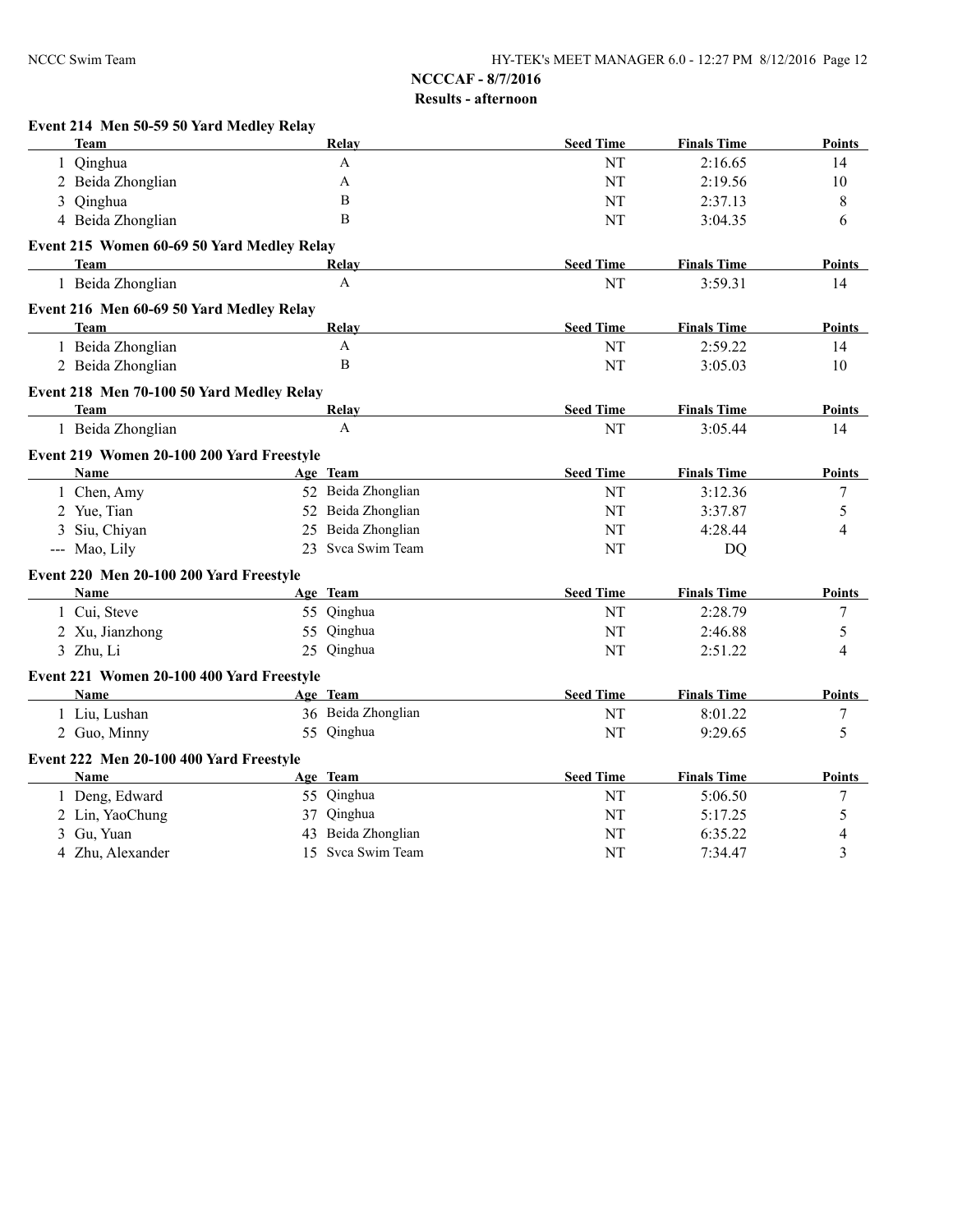## NCCCAF - 8/7/2016

### Results - afternoon

**Event 214 Men 50-59 50 Yard Medley Relay**

| | Team | Relay | Seed Time | Finals Time | Points |
|---|---|---|---|---|---|
| 1 | Qinghua | A | NT | 2:16.65 | 14 |
| 2 | Beida Zhonglian | A | NT | 2:19.56 | 10 |
| 3 | Qinghua | B | NT | 2:37.13 | 8 |
| 4 | Beida Zhonglian | B | NT | 3:04.35 | 6 |

**Event 215 Women 60-69 50 Yard Medley Relay**

| | Team | Relay | Seed Time | Finals Time | Points |
|---|---|---|---|---|---|
| 1 | Beida Zhonglian | A | NT | 3:59.31 | 14 |

**Event 216 Men 60-69 50 Yard Medley Relay**

| | Team | Relay | Seed Time | Finals Time | Points |
|---|---|---|---|---|---|
| 1 | Beida Zhonglian | A | NT | 2:59.22 | 14 |
| 2 | Beida Zhonglian | B | NT | 3:05.03 | 10 |

**Event 218 Men 70-100 50 Yard Medley Relay**

| | Team | Relay | Seed Time | Finals Time | Points |
|---|---|---|---|---|---|
| 1 | Beida Zhonglian | A | NT | 3:05.44 | 14 |

**Event 219 Women 20-100 200 Yard Freestyle**

| | Name | Age | Team | Seed Time | Finals Time | Points |
|---|---|---|---|---|---|---|
| 1 | Chen, Amy | 52 | Beida Zhonglian | NT | 3:12.36 | 7 |
| 2 | Yue, Tian | 52 | Beida Zhonglian | NT | 3:37.87 | 5 |
| 3 | Siu, Chiyan | 25 | Beida Zhonglian | NT | 4:28.44 | 4 |
| --- | Mao, Lily | 23 | Svca Swim Team | NT | DQ | |

**Event 220 Men 20-100 200 Yard Freestyle**

| | Name | Age | Team | Seed Time | Finals Time | Points |
|---|---|---|---|---|---|---|
| 1 | Cui, Steve | 55 | Qinghua | NT | 2:28.79 | 7 |
| 2 | Xu, Jianzhong | 55 | Qinghua | NT | 2:46.88 | 5 |
| 3 | Zhu, Li | 25 | Qinghua | NT | 2:51.22 | 4 |

**Event 221 Women 20-100 400 Yard Freestyle**

| | Name | Age | Team | Seed Time | Finals Time | Points |
|---|---|---|---|---|---|---|
| 1 | Liu, Lushan | 36 | Beida Zhonglian | NT | 8:01.22 | 7 |
| 2 | Guo, Minny | 55 | Qinghua | NT | 9:29.65 | 5 |

**Event 222 Men 20-100 400 Yard Freestyle**

| | Name | Age | Team | Seed Time | Finals Time | Points |
|---|---|---|---|---|---|---|
| 1 | Deng, Edward | 55 | Qinghua | NT | 5:06.50 | 7 |
| 2 | Lin, YaoChung | 37 | Qinghua | NT | 5:17.25 | 5 |
| 3 | Gu, Yuan | 43 | Beida Zhonglian | NT | 6:35.22 | 4 |
| 4 | Zhu, Alexander | 15 | Svca Swim Team | NT | 7:34.47 | 3 |